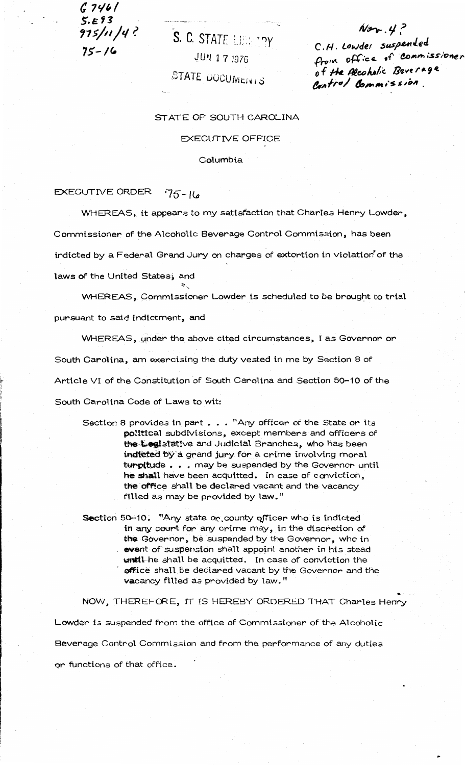G 7461
S.E93
975/11/4?
75-16

S. C. STATE LIBRARY
JUN 17 1976
STATE DOCUMENTS

Nov. 4?
C.H. Lowder suspended from office of Commissioner of the Alcoholic Beverage Control Commission.

STATE OF SOUTH CAROLINA

EXECUTIVE OFFICE

Columbia

EXECUTIVE ORDER 75-16

WHEREAS, it appears to my satisfaction that Charles Henry Lowder, Commissioner of the Alcoholic Beverage Control Commission, has been indicted by a Federal Grand Jury on charges of extortion in violation of the laws of the United States, and

WHEREAS, Commissioner Lowder is scheduled to be brought to trial pursuant to said indictment, and

WHEREAS, under the above cited circumstances, I as Governor or South Carolina, am exercising the duty vested in me by Section 8 of Article VI of the Constitution of South Carolina and Section 50-10 of the South Carolina Code of Laws to wit:

> Section 8 provides in part . . . "Any officer of the State or its political subdivisions, except members and officers of the Legislative and Judicial Branches, who has been indicted by a grand jury for a crime involving moral turpitude . . . may be suspended by the Governor until he shall have been acquitted. In case of conviction, the office shall be declared vacant and the vacancy filled as may be provided by law."

> Section 50-10. "Any state or county officer who is indicted in any court for any crime may, in the discretion of the Governor, be suspended by the Governor, who in event of suspension shall appoint another in his stead until he shall be acquitted. In case of conviction the office shall be declared vacant by the Governor and the vacancy filled as provided by law."

NOW, THEREFORE, IT IS HEREBY ORDERED THAT Charles Henry Lowder is suspended from the office of Commissioner of the Alcoholic Beverage Control Commission and from the performance of any duties or functions of that office.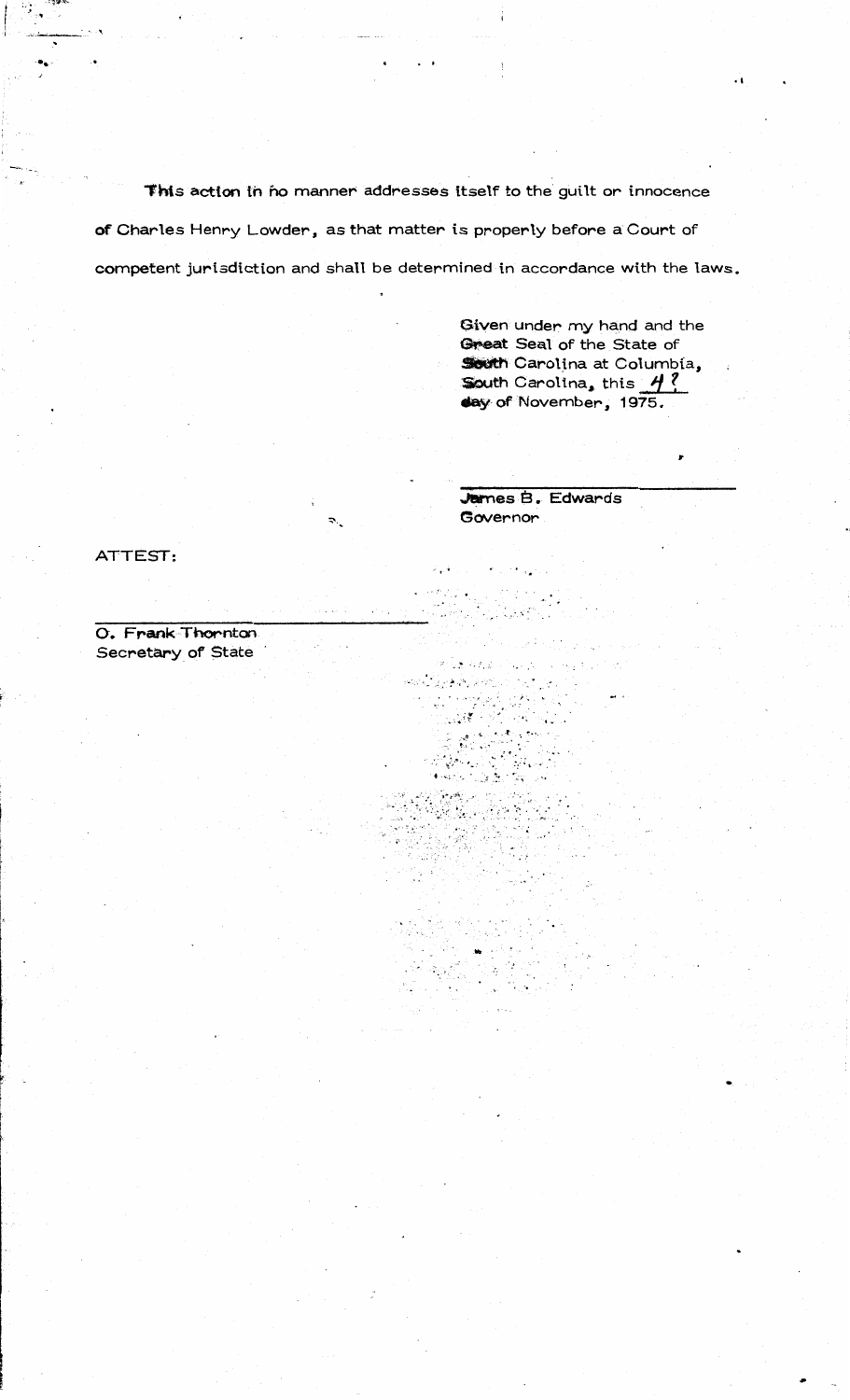This action in no manner addresses itself to the guilt or innocence of Charles Henry Lowder, as that matter is properly before a Court of competent jurisdiction and shall be determined in accordance with the laws.

Given under my hand and the Great Seal of the State of South Carolina at Columbia, South Carolina, this 4? day of November, 1975.

James B. Edwards
Governor

ATTEST:

O. Frank Thornton
Secretary of State